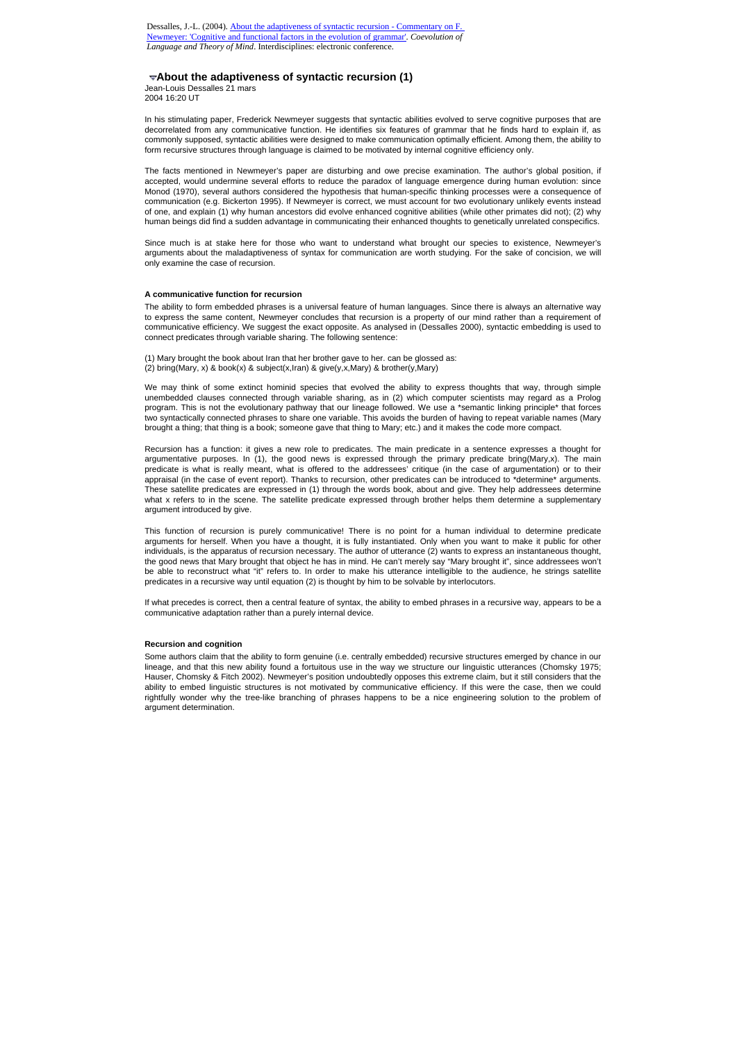Dessalles, J.-L. (2004). About the adaptiveness of syntactic recursion - Commentary on F. Newmeyer: 'Cognitive and functional factors in the evolution of grammar'. *Coevolution of Language and Theory of Mind*. Interdisciplines: electronic conference.

## About the adaptiveness of syntactic recursion (1)

Jean-Louis Dessalles 21 mars 2004 16:20 UT

In his stimulating paper, Frederick Newmeyer suggests that syntactic abilities evolved to serve cognitive purposes that are decorrelated from any communicative function. He identifies six features of grammar that he finds hard to explain if, as commonly supposed, syntactic abilities were designed to make communication optimally efficient. Among them, the ability to form recursive structures through language is claimed to be motivated by internal cognitive efficiency only.

The facts mentioned in Newmeyer's paper are disturbing and owe precise examination. The author's global position, if accepted, would undermine several efforts to reduce the paradox of language emergence during human evolution: since Monod (1970), several authors considered the hypothesis that human-specific thinking processes were a consequence of communication (e.g. Bickerton 1995). If Newmeyer is correct, we must account for two evolutionary unlikely events instead of one, and explain (1) why human ancestors did evolve enhanced cognitive abilities (while other primates did not); (2) why human beings did find a sudden advantage in communicating their enhanced thoughts to genetically unrelated conspecifics.

Since much is at stake here for those who want to understand what brought our species to existence, Newmeyer's arguments about the maladaptiveness of syntax for communication are worth studying. For the sake of concision, we will only examine the case of recursion.

### A communicative function for recursion

The ability to form embedded phrases is a universal feature of human languages. Since there is always an alternative way to express the same content, Newmeyer concludes that recursion is a property of our mind rather than a requirement of communicative efficiency. We suggest the exact opposite. As analysed in (Dessalles 2000), syntactic embedding is used to connect predicates through variable sharing. The following sentence:

(1) Mary brought the book about Iran that her brother gave to her. can be glossed as:
(2) bring(Mary, x) & book(x) & subject(x,Iran) & give(y,x,Mary) & brother(y,Mary)

We may think of some extinct hominid species that evolved the ability to express thoughts that way, through simple unembedded clauses connected through variable sharing, as in (2) which computer scientists may regard as a Prolog program. This is not the evolutionary pathway that our lineage followed. We use a *semantic linking principle* that forces two syntactically connected phrases to share one variable. This avoids the burden of having to repeat variable names (Mary brought a thing; that thing is a book; someone gave that thing to Mary; etc.) and it makes the code more compact.

Recursion has a function: it gives a new role to predicates. The main predicate in a sentence expresses a thought for argumentative purposes. In (1), the good news is expressed through the primary predicate bring(Mary,x). The main predicate is what is really meant, what is offered to the addressees' critique (in the case of argumentation) or to their appraisal (in the case of event report). Thanks to recursion, other predicates can be introduced to *determine* arguments. These satellite predicates are expressed in (1) through the words book, about and give. They help addressees determine what x refers to in the scene. The satellite predicate expressed through brother helps them determine a supplementary argument introduced by give.

This function of recursion is purely communicative! There is no point for a human individual to determine predicate arguments for herself. When you have a thought, it is fully instantiated. Only when you want to make it public for other individuals, is the apparatus of recursion necessary. The author of utterance (2) wants to express an instantaneous thought, the good news that Mary brought that object he has in mind. He can't merely say "Mary brought it", since addressees won't be able to reconstruct what "it" refers to. In order to make his utterance intelligible to the audience, he strings satellite predicates in a recursive way until equation (2) is thought by him to be solvable by interlocutors.

If what precedes is correct, then a central feature of syntax, the ability to embed phrases in a recursive way, appears to be a communicative adaptation rather than a purely internal device.

### Recursion and cognition

Some authors claim that the ability to form genuine (i.e. centrally embedded) recursive structures emerged by chance in our lineage, and that this new ability found a fortuitous use in the way we structure our linguistic utterances (Chomsky 1975; Hauser, Chomsky & Fitch 2002). Newmeyer's position undoubtedly opposes this extreme claim, but it still considers that the ability to embed linguistic structures is not motivated by communicative efficiency. If this were the case, then we could rightfully wonder why the tree-like branching of phrases happens to be a nice engineering solution to the problem of argument determination.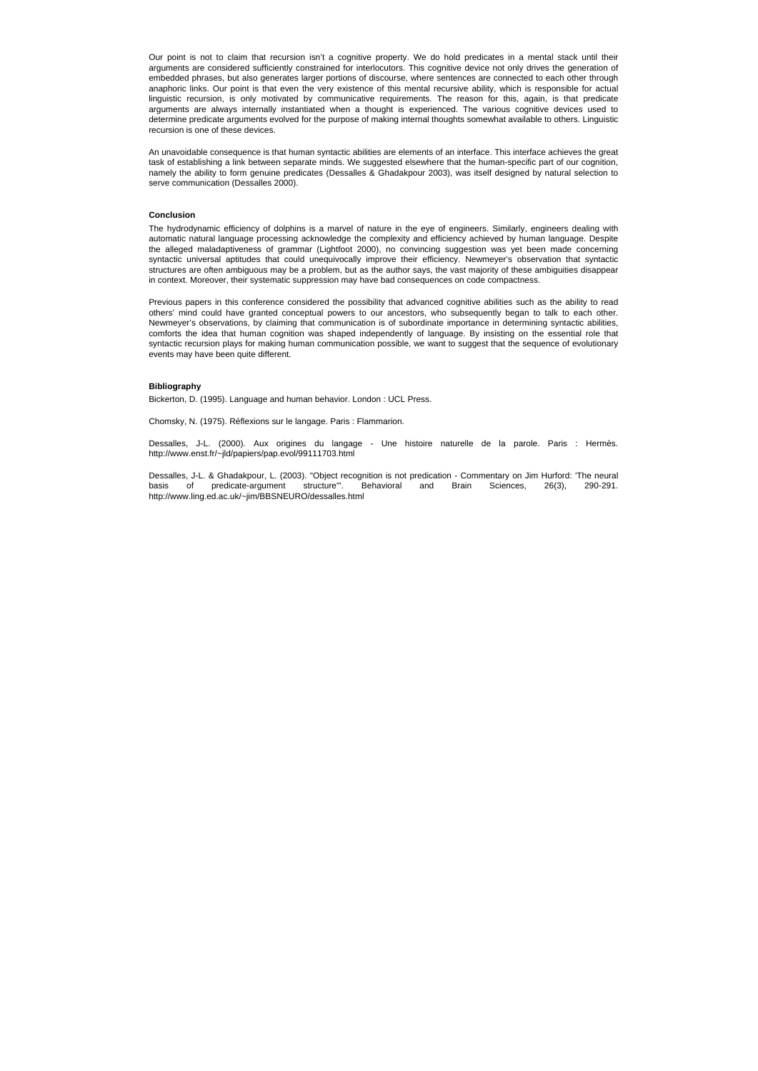Our point is not to claim that recursion isn't a cognitive property. We do hold predicates in a mental stack until their arguments are considered sufficiently constrained for interlocutors. This cognitive device not only drives the generation of embedded phrases, but also generates larger portions of discourse, where sentences are connected to each other through anaphoric links. Our point is that even the very existence of this mental recursive ability, which is responsible for actual linguistic recursion, is only motivated by communicative requirements. The reason for this, again, is that predicate arguments are always internally instantiated when a thought is experienced. The various cognitive devices used to determine predicate arguments evolved for the purpose of making internal thoughts somewhat available to others. Linguistic recursion is one of these devices.

An unavoidable consequence is that human syntactic abilities are elements of an interface. This interface achieves the great task of establishing a link between separate minds. We suggested elsewhere that the human-specific part of our cognition, namely the ability to form genuine predicates (Dessalles & Ghadakpour 2003), was itself designed by natural selection to serve communication (Dessalles 2000).

**Conclusion**

The hydrodynamic efficiency of dolphins is a marvel of nature in the eye of engineers. Similarly, engineers dealing with automatic natural language processing acknowledge the complexity and efficiency achieved by human language. Despite the alleged maladaptiveness of grammar (Lightfoot 2000), no convincing suggestion was yet been made concerning syntactic universal aptitudes that could unequivocally improve their efficiency. Newmeyer's observation that syntactic structures are often ambiguous may be a problem, but as the author says, the vast majority of these ambiguities disappear in context. Moreover, their systematic suppression may have bad consequences on code compactness.

Previous papers in this conference considered the possibility that advanced cognitive abilities such as the ability to read others' mind could have granted conceptual powers to our ancestors, who subsequently began to talk to each other. Newmeyer's observations, by claiming that communication is of subordinate importance in determining syntactic abilities, comforts the idea that human cognition was shaped independently of language. By insisting on the essential role that syntactic recursion plays for making human communication possible, we want to suggest that the sequence of evolutionary events may have been quite different.

**Bibliography**

Bickerton, D. (1995). Language and human behavior. London : UCL Press.

Chomsky, N. (1975). Réflexions sur le langage. Paris : Flammarion.

Dessalles, J-L. (2000). Aux origines du langage - Une histoire naturelle de la parole. Paris : Hermès. http://www.enst.fr/~jld/papiers/pap.evol/99111703.html

Dessalles, J-L. & Ghadakpour, L. (2003). "Object recognition is not predication - Commentary on Jim Hurford: 'The neural basis of predicate-argument structure'". Behavioral and Brain Sciences, 26(3), 290-291. http://www.ling.ed.ac.uk/~jim/BBSNEURO/dessalles.html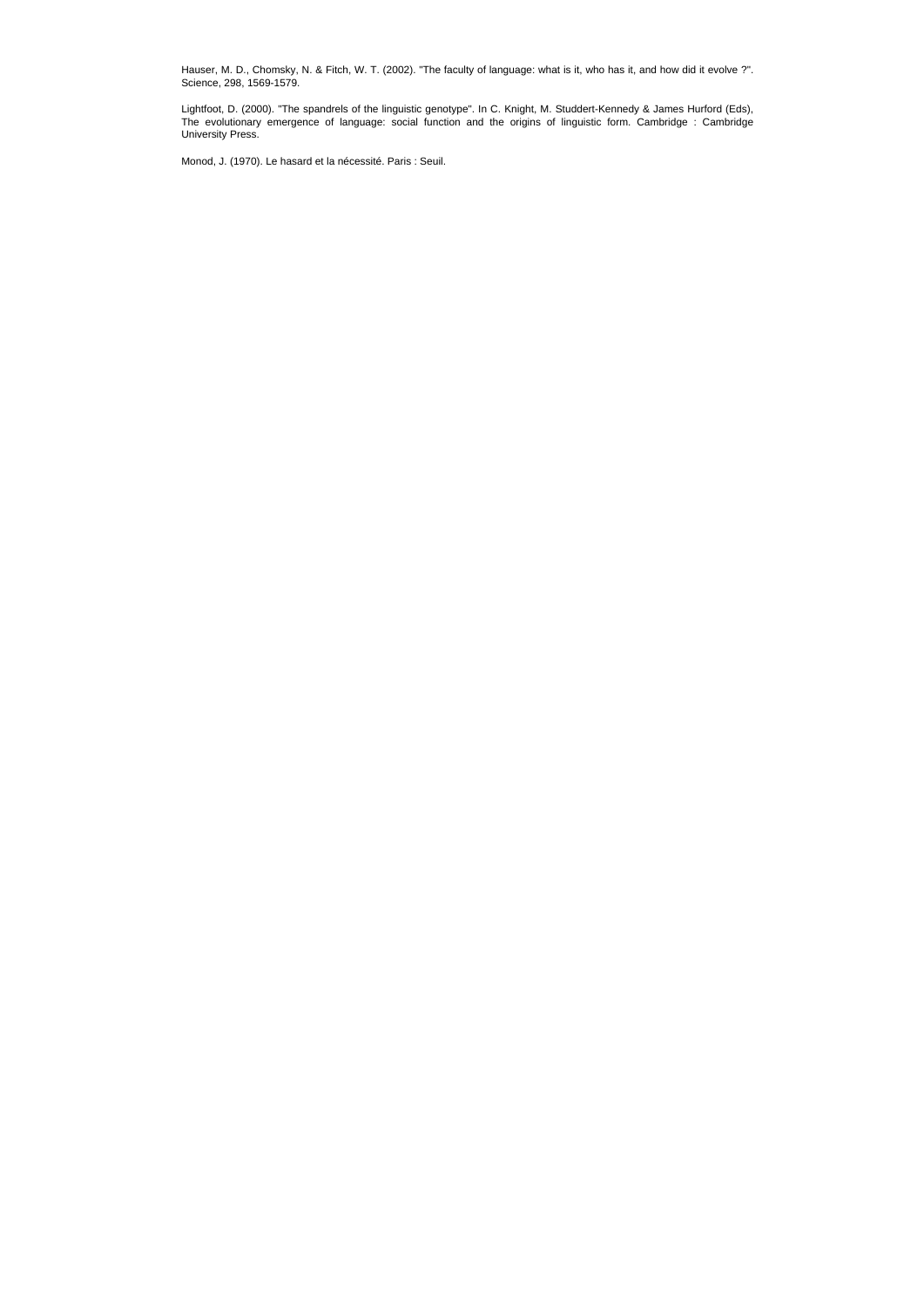Hauser, M. D., Chomsky, N. & Fitch, W. T. (2002). "The faculty of language: what is it, who has it, and how did it evolve ?". Science, 298, 1569-1579.

Lightfoot, D. (2000). "The spandrels of the linguistic genotype". In C. Knight, M. Studdert-Kennedy & James Hurford (Eds), The evolutionary emergence of language: social function and the origins of linguistic form. Cambridge : Cambridge University Press.

Monod, J. (1970). Le hasard et la nécessité. Paris : Seuil.